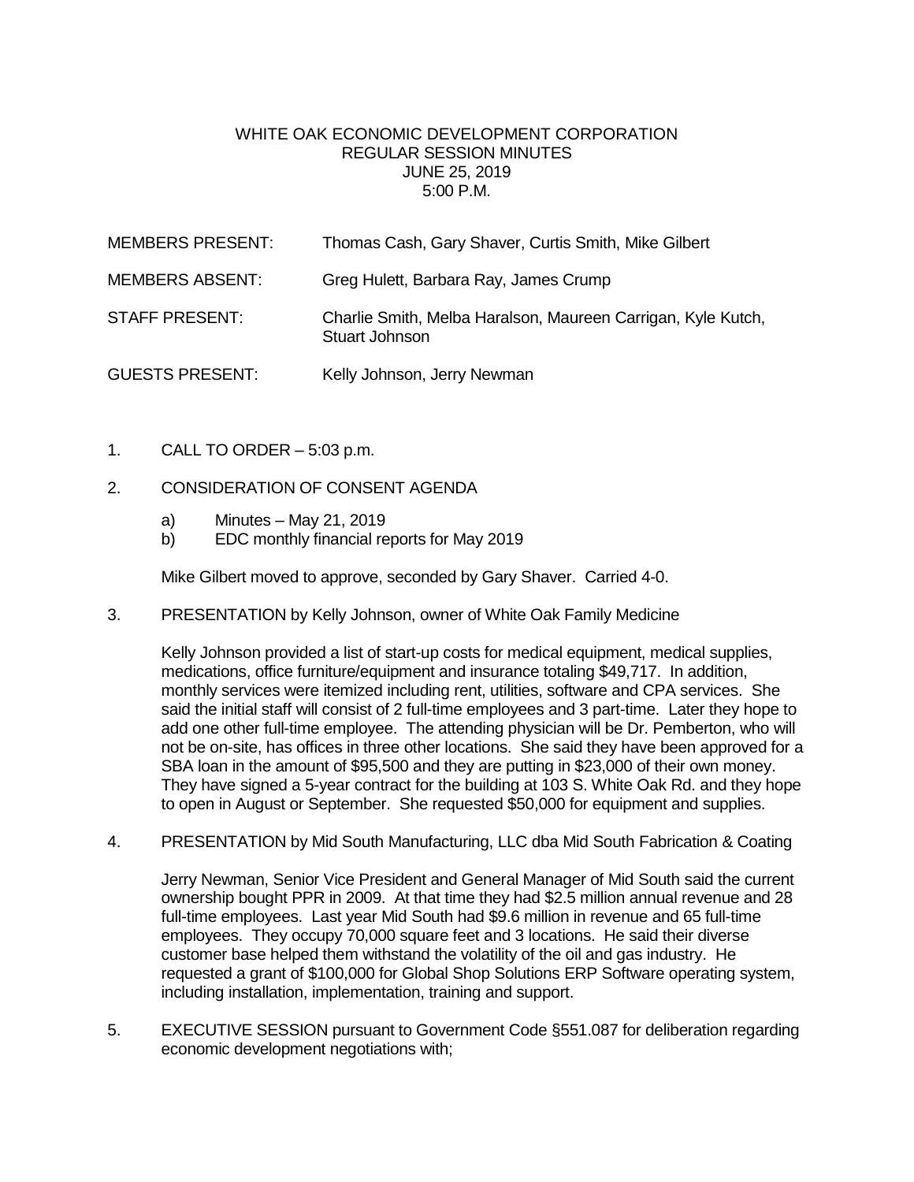# WHITE OAK ECONOMIC DEVELOPMENT CORPORATION
## REGULAR SESSION MINUTES
## JUNE 25, 2019
## 5:00 P.M.

| | |
|---|---|
| MEMBERS PRESENT: | Thomas Cash, Gary Shaver, Curtis Smith, Mike Gilbert |
| MEMBERS ABSENT: | Greg Hulett, Barbara Ray, James Crump |
| STAFF PRESENT: | Charlie Smith, Melba Haralson, Maureen Carrigan, Kyle Kutch, Stuart Johnson |
| GUESTS PRESENT: | Kelly Johnson, Jerry Newman |

1. CALL TO ORDER – 5:03 p.m.

2. CONSIDERATION OF CONSENT AGENDA

   a) Minutes – May 21, 2019
   b) EDC monthly financial reports for May 2019

   Mike Gilbert moved to approve, seconded by Gary Shaver. Carried 4-0.

3. PRESENTATION by Kelly Johnson, owner of White Oak Family Medicine

   Kelly Johnson provided a list of start-up costs for medical equipment, medical supplies, medications, office furniture/equipment and insurance totaling $49,717. In addition, monthly services were itemized including rent, utilities, software and CPA services. She said the initial staff will consist of 2 full-time employees and 3 part-time. Later they hope to add one other full-time employee. The attending physician will be Dr. Pemberton, who will not be on-site, has offices in three other locations. She said they have been approved for a SBA loan in the amount of $95,500 and they are putting in $23,000 of their own money. They have signed a 5-year contract for the building at 103 S. White Oak Rd. and they hope to open in August or September. She requested $50,000 for equipment and supplies.

4. PRESENTATION by Mid South Manufacturing, LLC dba Mid South Fabrication & Coating

   Jerry Newman, Senior Vice President and General Manager of Mid South said the current ownership bought PPR in 2009. At that time they had $2.5 million annual revenue and 28 full-time employees. Last year Mid South had $9.6 million in revenue and 65 full-time employees. They occupy 70,000 square feet and 3 locations. He said their diverse customer base helped them withstand the volatility of the oil and gas industry. He requested a grant of $100,000 for Global Shop Solutions ERP Software operating system, including installation, implementation, training and support.

5. EXECUTIVE SESSION pursuant to Government Code §551.087 for deliberation regarding economic development negotiations with;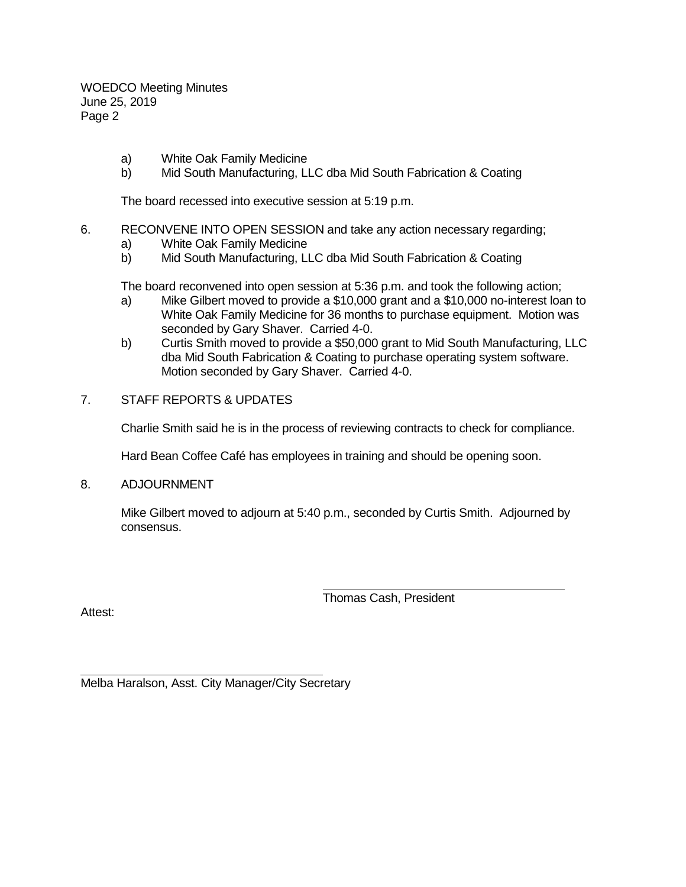a) White Oak Family Medicine
b) Mid South Manufacturing, LLC dba Mid South Fabrication & Coating

The board recessed into executive session at 5:19 p.m.

6. RECONVENE INTO OPEN SESSION and take any action necessary regarding;
   a) White Oak Family Medicine
   b) Mid South Manufacturing, LLC dba Mid South Fabrication & Coating

   The board reconvened into open session at 5:36 p.m. and took the following action;
   a) Mike Gilbert moved to provide a $10,000 grant and a $10,000 no-interest loan to White Oak Family Medicine for 36 months to purchase equipment. Motion was seconded by Gary Shaver. Carried 4-0.
   b) Curtis Smith moved to provide a $50,000 grant to Mid South Manufacturing, LLC dba Mid South Fabrication & Coating to purchase operating system software. Motion seconded by Gary Shaver. Carried 4-0.

7. STAFF REPORTS & UPDATES

   Charlie Smith said he is in the process of reviewing contracts to check for compliance.

   Hard Bean Coffee Café has employees in training and should be opening soon.

8. ADJOURNMENT

   Mike Gilbert moved to adjourn at 5:40 p.m., seconded by Curtis Smith. Adjourned by consensus.

\_\_\_\_\_\_\_\_\_\_\_\_\_\_\_\_\_\_\_\_\_\_\_\_\_\_\_\_\_\_\_\_\_\_\_\_\_\_\_
Thomas Cash, President

Attest:

\_\_\_\_\_\_\_\_\_\_\_\_\_\_\_\_\_\_\_\_\_\_\_\_\_\_\_\_\_\_\_\_\_\_\_\_\_\_\_
Melba Haralson, Asst. City Manager/City Secretary